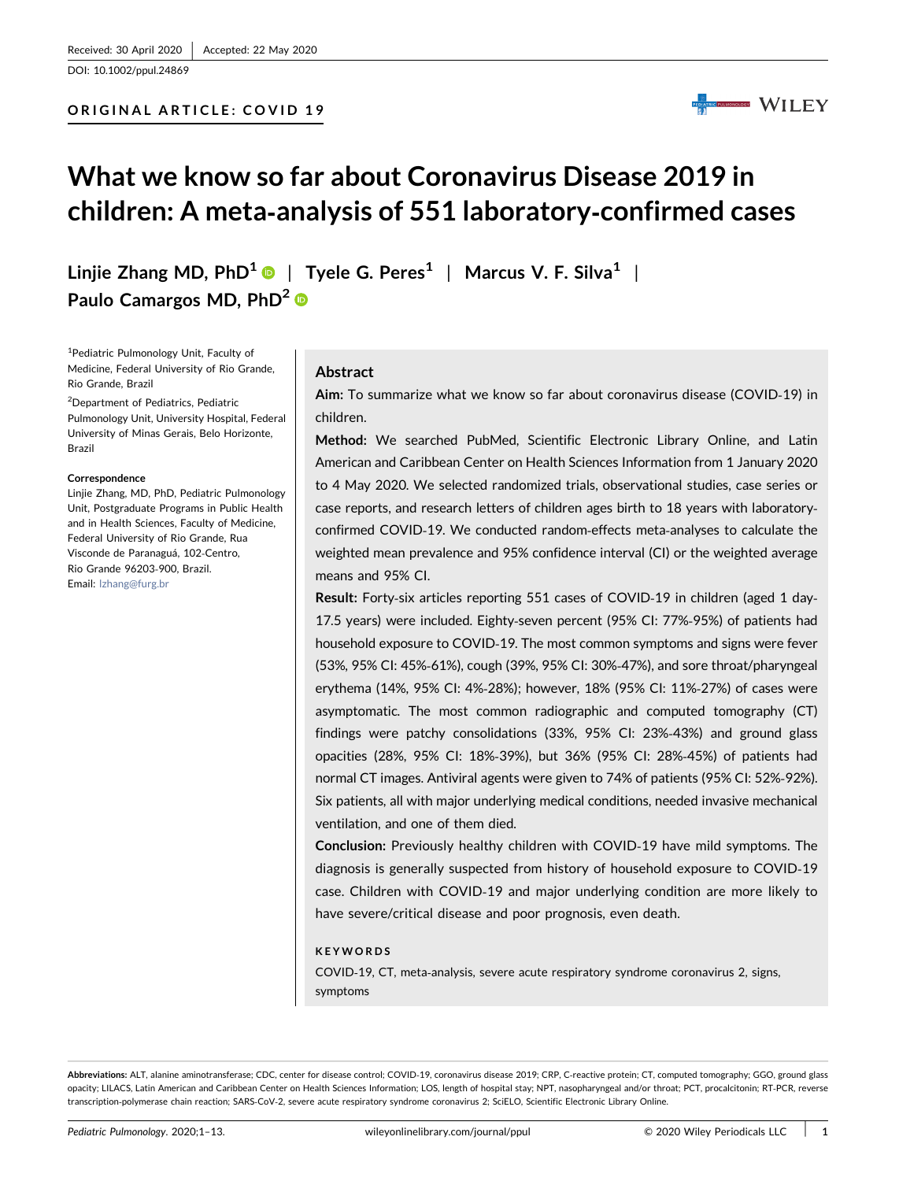Received: 30 April 2020 | Accepted: 22 May 2020

DOI: 10.1002/ppul.24869

**ORIGINAL ARTICLE: COVID 19**

# What we know so far about Coronavirus Disease 2019 in children: A meta‐analysis of 551 laboratory‐confirmed cases

**Linjie Zhang MD, PhD[1] | Tyele G. Peres[1] | Marcus V. F. Silva[1] | Paulo Camargos MD, PhD[2]**

[1]Pediatric Pulmonology Unit, Faculty of Medicine, Federal University of Rio Grande, Rio Grande, Brazil

[2]Department of Pediatrics, Pediatric Pulmonology Unit, University Hospital, Federal University of Minas Gerais, Belo Horizonte, Brazil

**Correspondence**
Linjie Zhang, MD, PhD, Pediatric Pulmonology Unit, Postgraduate Programs in Public Health and in Health Sciences, Faculty of Medicine, Federal University of Rio Grande, Rua Visconde de Paranaguá, 102‐Centro, Rio Grande 96203‐900, Brazil.
Email: lzhang@furg.br

## Abstract

**Aim:** To summarize what we know so far about coronavirus disease (COVID‐19) in children.

**Method:** We searched PubMed, Scientific Electronic Library Online, and Latin American and Caribbean Center on Health Sciences Information from 1 January 2020 to 4 May 2020. We selected randomized trials, observational studies, case series or case reports, and research letters of children ages birth to 18 years with laboratory‐confirmed COVID‐19. We conducted random‐effects meta‐analyses to calculate the weighted mean prevalence and 95% confidence interval (CI) or the weighted average means and 95% CI.

**Result:** Forty‐six articles reporting 551 cases of COVID‐19 in children (aged 1 day‐17.5 years) were included. Eighty‐seven percent (95% CI: 77%‐95%) of patients had household exposure to COVID‐19. The most common symptoms and signs were fever (53%, 95% CI: 45%‐61%), cough (39%, 95% CI: 30%‐47%), and sore throat/pharyngeal erythema (14%, 95% CI: 4%‐28%); however, 18% (95% CI: 11%‐27%) of cases were asymptomatic. The most common radiographic and computed tomography (CT) findings were patchy consolidations (33%, 95% CI: 23%‐43%) and ground glass opacities (28%, 95% CI: 18%‐39%), but 36% (95% CI: 28%‐45%) of patients had normal CT images. Antiviral agents were given to 74% of patients (95% CI: 52%‐92%). Six patients, all with major underlying medical conditions, needed invasive mechanical ventilation, and one of them died.

**Conclusion:** Previously healthy children with COVID‐19 have mild symptoms. The diagnosis is generally suspected from history of household exposure to COVID‐19 case. Children with COVID‐19 and major underlying condition are more likely to have severe/critical disease and poor prognosis, even death.

**KEYWORDS**

COVID‐19, CT, meta‐analysis, severe acute respiratory syndrome coronavirus 2, signs, symptoms

**Abbreviations:** ALT, alanine aminotransferase; CDC, center for disease control; COVID‐19, coronavirus disease 2019; CRP, C‐reactive protein; CT, computed tomography; GGO, ground glass opacity; LILACS, Latin American and Caribbean Center on Health Sciences Information; LOS, length of hospital stay; NPT, nasopharyngeal and/or throat; PCT, procalcitonin; RT‐PCR, reverse transcription‐polymerase chain reaction; SARS‐CoV‐2, severe acute respiratory syndrome coronavirus 2; SciELO, Scientific Electronic Library Online.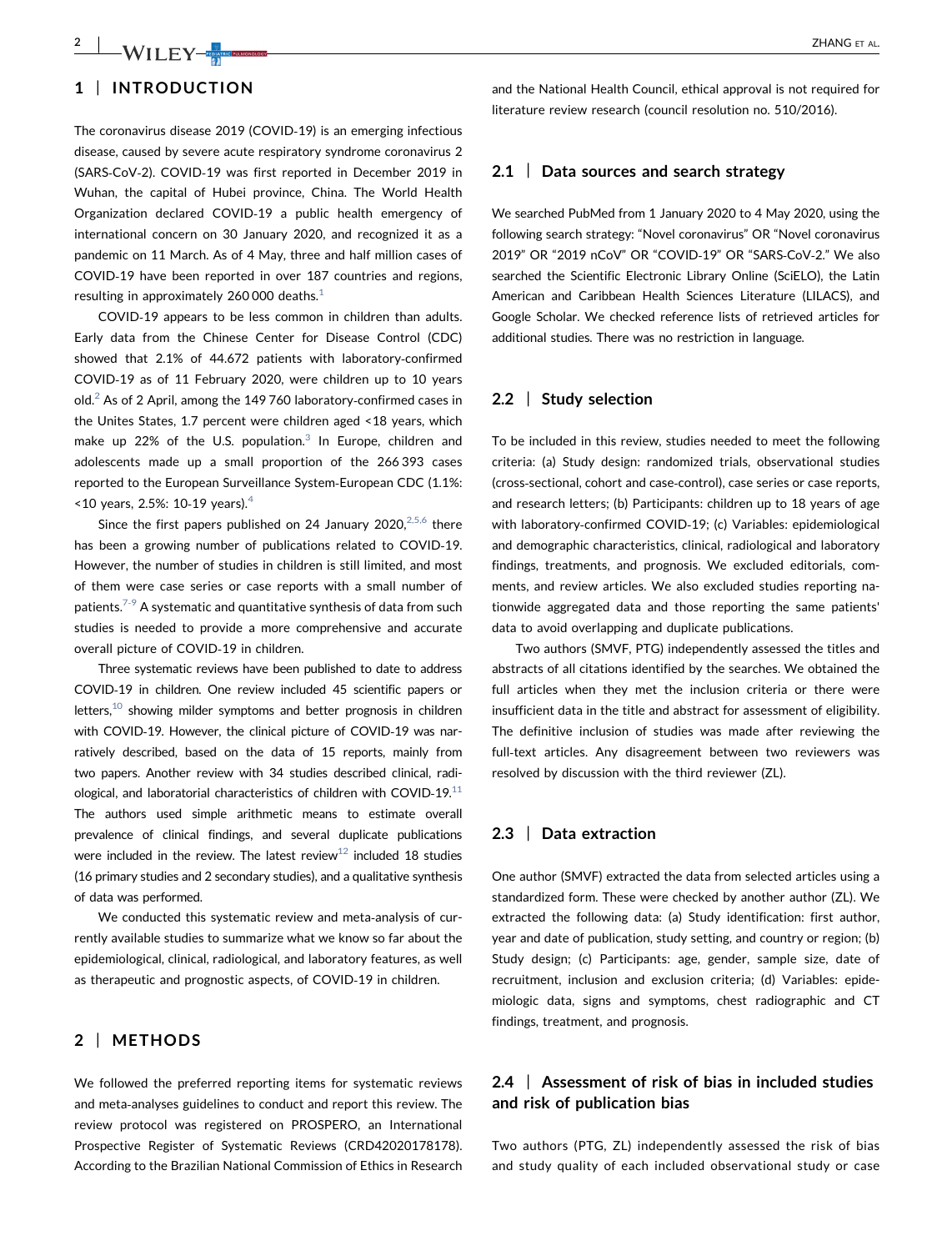## 1 | INTRODUCTION

The coronavirus disease 2019 (COVID-19) is an emerging infectious disease, caused by severe acute respiratory syndrome coronavirus 2 (SARS-CoV-2). COVID-19 was first reported in December 2019 in Wuhan, the capital of Hubei province, China. The World Health Organization declared COVID-19 a public health emergency of international concern on 30 January 2020, and recognized it as a pandemic on 11 March. As of 4 May, three and half million cases of COVID-19 have been reported in over 187 countries and regions, resulting in approximately 260 000 deaths.[1]

COVID-19 appears to be less common in children than adults. Early data from the Chinese Center for Disease Control (CDC) showed that 2.1% of 44.672 patients with laboratory-confirmed COVID-19 as of 11 February 2020, were children up to 10 years old.[2] As of 2 April, among the 149 760 laboratory-confirmed cases in the Unites States, 1.7 percent were children aged <18 years, which make up 22% of the U.S. population.[3] In Europe, children and adolescents made up a small proportion of the 266 393 cases reported to the European Surveillance System-European CDC (1.1%: <10 years, 2.5%: 10-19 years).[4]

Since the first papers published on 24 January 2020,[2,5,6] there has been a growing number of publications related to COVID-19. However, the number of studies in children is still limited, and most of them were case series or case reports with a small number of patients.[7-9] A systematic and quantitative synthesis of data from such studies is needed to provide a more comprehensive and accurate overall picture of COVID-19 in children.

Three systematic reviews have been published to date to address COVID-19 in children. One review included 45 scientific papers or letters,[10] showing milder symptoms and better prognosis in children with COVID-19. However, the clinical picture of COVID-19 was narratively described, based on the data of 15 reports, mainly from two papers. Another review with 34 studies described clinical, radiological, and laboratorial characteristics of children with COVID-19.[11] The authors used simple arithmetic means to estimate overall prevalence of clinical findings, and several duplicate publications were included in the review. The latest review[12] included 18 studies (16 primary studies and 2 secondary studies), and a qualitative synthesis of data was performed.

We conducted this systematic review and meta-analysis of currently available studies to summarize what we know so far about the epidemiological, clinical, radiological, and laboratory features, as well as therapeutic and prognostic aspects, of COVID-19 in children.

## 2 | METHODS

We followed the preferred reporting items for systematic reviews and meta-analyses guidelines to conduct and report this review. The review protocol was registered on PROSPERO, an International Prospective Register of Systematic Reviews (CRD42020178178). According to the Brazilian National Commission of Ethics in Research and the National Health Council, ethical approval is not required for literature review research (council resolution no. 510/2016).

### 2.1 | Data sources and search strategy

We searched PubMed from 1 January 2020 to 4 May 2020, using the following search strategy: "Novel coronavirus" OR "Novel coronavirus 2019" OR "2019 nCoV" OR "COVID-19" OR "SARS-CoV-2." We also searched the Scientific Electronic Library Online (SciELO), the Latin American and Caribbean Health Sciences Literature (LILACS), and Google Scholar. We checked reference lists of retrieved articles for additional studies. There was no restriction in language.

### 2.2 | Study selection

To be included in this review, studies needed to meet the following criteria: (a) Study design: randomized trials, observational studies (cross-sectional, cohort and case-control), case series or case reports, and research letters; (b) Participants: children up to 18 years of age with laboratory-confirmed COVID-19; (c) Variables: epidemiological and demographic characteristics, clinical, radiological and laboratory findings, treatments, and prognosis. We excluded editorials, comments, and review articles. We also excluded studies reporting nationwide aggregated data and those reporting the same patients' data to avoid overlapping and duplicate publications.

Two authors (SMVF, PTG) independently assessed the titles and abstracts of all citations identified by the searches. We obtained the full articles when they met the inclusion criteria or there were insufficient data in the title and abstract for assessment of eligibility. The definitive inclusion of studies was made after reviewing the full-text articles. Any disagreement between two reviewers was resolved by discussion with the third reviewer (ZL).

### 2.3 | Data extraction

One author (SMVF) extracted the data from selected articles using a standardized form. These were checked by another author (ZL). We extracted the following data: (a) Study identification: first author, year and date of publication, study setting, and country or region; (b) Study design; (c) Participants: age, gender, sample size, date of recruitment, inclusion and exclusion criteria; (d) Variables: epidemiologic data, signs and symptoms, chest radiographic and CT findings, treatment, and prognosis.

### 2.4 | Assessment of risk of bias in included studies and risk of publication bias

Two authors (PTG, ZL) independently assessed the risk of bias and study quality of each included observational study or case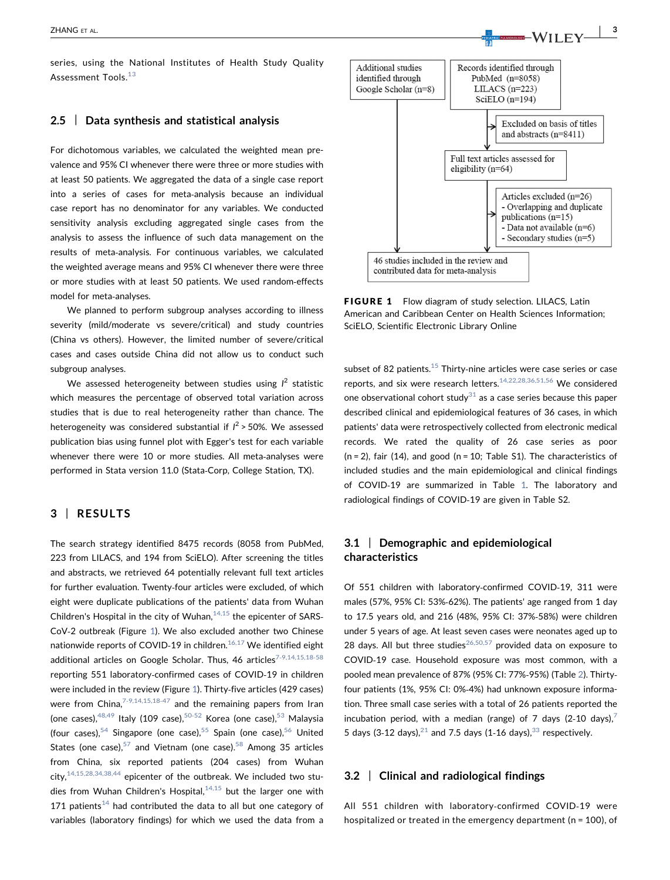series, using the National Institutes of Health Study Quality Assessment Tools.[13]

### 2.5 | Data synthesis and statistical analysis

For dichotomous variables, we calculated the weighted mean prevalence and 95% CI whenever there were three or more studies with at least 50 patients. We aggregated the data of a single case report into a series of cases for meta-analysis because an individual case report has no denominator for any variables. We conducted sensitivity analysis excluding aggregated single cases from the analysis to assess the influence of such data management on the results of meta-analysis. For continuous variables, we calculated the weighted average means and 95% CI whenever there were three or more studies with at least 50 patients. We used random-effects model for meta-analyses.

We planned to perform subgroup analyses according to illness severity (mild/moderate vs severe/critical) and study countries (China vs others). However, the limited number of severe/critical cases and cases outside China did not allow us to conduct such subgroup analyses.

We assessed heterogeneity between studies using $I^2$ statistic which measures the percentage of observed total variation across studies that is due to real heterogeneity rather than chance. The heterogeneity was considered substantial if $I^2 > 50\%$. We assessed publication bias using funnel plot with Egger's test for each variable whenever there were 10 or more studies. All meta-analyses were performed in Stata version 11.0 (Stata-Corp, College Station, TX).

## 3 | RESULTS

The search strategy identified 8475 records (8058 from PubMed, 223 from LILACS, and 194 from SciELO). After screening the titles and abstracts, we retrieved 64 potentially relevant full text articles for further evaluation. Twenty-four articles were excluded, of which eight were duplicate publications of the patients' data from Wuhan Children's Hospital in the city of Wuhan,[14,15] the epicenter of SARS-CoV-2 outbreak (Figure 1). We also excluded another two Chinese nationwide reports of COVID-19 in children.[16,17] We identified eight additional articles on Google Scholar. Thus, 46 articles[7-9,14,15,18-58] reporting 551 laboratory-confirmed cases of COVID-19 in children were included in the review (Figure 1). Thirty-five articles (429 cases) were from China,[7-9,14,15,18-47] and the remaining papers from Iran (one cases),[48,49] Italy (109 case),[50-52] Korea (one case),[53] Malaysia (four cases),[54] Singapore (one case),[55] Spain (one case),[56] United States (one case),[57] and Vietnam (one case).[58] Among 35 articles from China, six reported patients (204 cases) from Wuhan city,[14,15,28,34,38,44] epicenter of the outbreak. We included two studies from Wuhan Children's Hospital,[14,15] but the larger one with 171 patients[14] had contributed the data to all but one category of variables (laboratory findings) for which we used the data from a subset of 82 patients.[15] Thirty-nine articles were case series or case reports, and six were research letters.[14,22,28,36,51,56] We considered one observational cohort study[31] as a case series because this paper described clinical and epidemiological features of 36 cases, in which patients' data were retrospectively collected from electronic medical records. We rated the quality of 26 case series as poor (n = 2), fair (14), and good (n = 10; Table S1). The characteristics of included studies and the main epidemiological and clinical findings of COVID-19 are summarized in Table 1. The laboratory and radiological findings of COVID-19 are given in Table S2.

Additional studies identified through Google Scholar (n=8)

Records identified through PubMed (n=8058) LILACS (n=223) SciELO (n=194)

Excluded on basis of titles and abstracts (n=8411)

Full text articles assessed for eligibility (n=64)

Articles excluded (n=26)
- Overlapping and duplicate publications (n=15)
- Data not available (n=6)
- Secondary studies (n=5)

46 studies included in the review and contributed data for meta-analysis

**FIGURE 1** Flow diagram of study selection. LILACS, Latin American and Caribbean Center on Health Sciences Information; SciELO, Scientific Electronic Library Online

### 3.1 | Demographic and epidemiological characteristics

Of 551 children with laboratory-confirmed COVID-19, 311 were males (57%, 95% CI: 53%-62%). The patients' age ranged from 1 day to 17.5 years old, and 216 (48%, 95% CI: 37%-58%) were children under 5 years of age. At least seven cases were neonates aged up to 28 days. All but three studies[26,50,57] provided data on exposure to COVID-19 case. Household exposure was most common, with a pooled mean prevalence of 87% (95% CI: 77%-95%) (Table 2). Thirty-four patients (1%, 95% CI: 0%-4%) had unknown exposure information. Three small case series with a total of 26 patients reported the incubation period, with a median (range) of 7 days (2-10 days),[7] 5 days (3-12 days),[21] and 7.5 days (1-16 days),[33] respectively.

### 3.2 | Clinical and radiological findings

All 551 children with laboratory-confirmed COVID-19 were hospitalized or treated in the emergency department (n = 100), of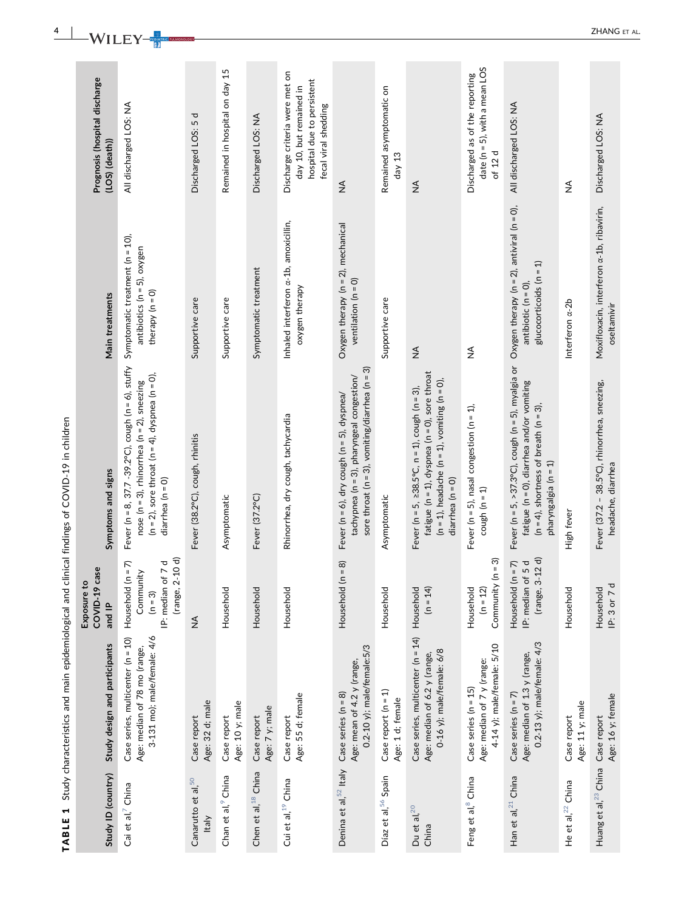**TABLE 1** Study characteristics and main epidemiological and clinical findings of COVID-19 in children

| Study ID (country) | Study design and participants | Exposure to COVID-19 case and IP | Symptoms and signs | Main treatments | Prognosis (hospital discharge (LOS) (death)) |
|---|---|---|---|---|---|
| Cai et al,[7] China | Case series, multicenter (n = 10) Age: median of 78 mo (range, 3-131 mo); male/female: 4/6 | Household (n = 7) Community (n = 3) IP: median of 7 d (range, 2-10 d) | Fever (n = 8, 37.7 -39.2°C), cough (n = 6), stuffy nose (n = 3), rhinorrhea (n = 2), sneezing (n = 2), sore throat (n = 4), dyspnea (n = 0), diarrhea (n = 0) | Symptomatic treatment (n = 10), antibiotics (n = 5), oxygen therapy (n = 0) | All discharged LOS: NA |
| Canarutto et al,[50] Italy | Case report Age: 32 d; male | NA | Fever (38.2°C), cough, rhinitis | Supportive care | Discharged LOS: 5 d |
| Chan et al,[9] China | Case report Age: 10 y; male | Household | Asymptomatic | Supportive care | Remained in hospital on day 15 |
| Chen et al,[18] China | Case report Age: 7 y; male | Household | Fever (37.2°C) | Symptomatic treatment | Discharged LOS: NA |
| Cui et al,[19] China | Case report Age: 55 d; female | Household | Rhinorrhea, dry cough, tachycardia | Inhaled interferon α-1b, amoxicillin, oxygen therapy | Discharge criteria were met on day 10, but remained in hospital due to persistent fecal viral shedding |
| Denina et al,[52] Italy | Case series (n = 8) Age: mean of 4.2 y (range, 0.2-10 y); male/female:5/3 | Household (n = 8) | Fever (n = 6), dry cough (n = 5), dyspnea/tachypnea (n = 3), pharyngeal congestion/sore throat (n = 3), vomiting/diarrhea (n = 3) | Oxygen therapy (n = 2), mechanical ventilation (n = 0) | NA |
| Diaz et al,[56] Spain | Case report (n = 1) Age: 1 d; female | Household | Asymptomatic | Supportive care | Remained asymptomatic on day 13 |
| Du et al,[20] China | Case series, multicenter (n = 14) Age: median of 6.2 y (range, 0-16 y); male/female: 6/8 | Household (n = 14) | Fever (n = 5, ≥38.5°C, n = 1), cough (n = 3), fatigue (n = 1), dyspnea (n = 0), sore throat (n = 1), headache (n = 1), vomiting (n = 0), diarrhea (n = 0) | NA | NA |
| Feng et al,[8] China | Case series (n = 15) Age: median of 7 y (range: 4-14 y); male/female: 5/10 | Household (n = 12) Community (n = 3) | Fever (n = 5), nasal congestion (n = 1), cough (n = 1) | NA | Discharged as of the reporting date (n = 5), with a mean LOS of 12 d |
| Han et al,[21] China | Case series (n = 7) Age: median of 1.3 y (range, 0.2-13 y); male/female: 4/3 | Household (n = 7) IP: median of 5 d (range, 3-12 d) | Fever (n = 5, >37.3°C), cough (n = 5), myalgia or fatigue (n = 0), diarrhea and/or vomiting (n = 4), shortness of breath (n = 3), pharyngalgia (n = 1) | Oxygen therapy (n = 2), antiviral (n = 0), antibiotic (n = 0), glucocorticoids (n = 1) | All discharged LOS: NA |
| He et al,[22] China | Case report Age: 11 y; male | Household | High fever | Interferon α-2b | NA |
| Huang et al,[23] China | Case report Age: 16 y; female | Household IP: 3 or 7 d | Fever (37.2 – 38.5°C), rhinorrhea, sneezing, headache, diarrhea | Moxifloxacin, interferon α-1b, ribavirin, oseltamivir | Discharged LOS: NA |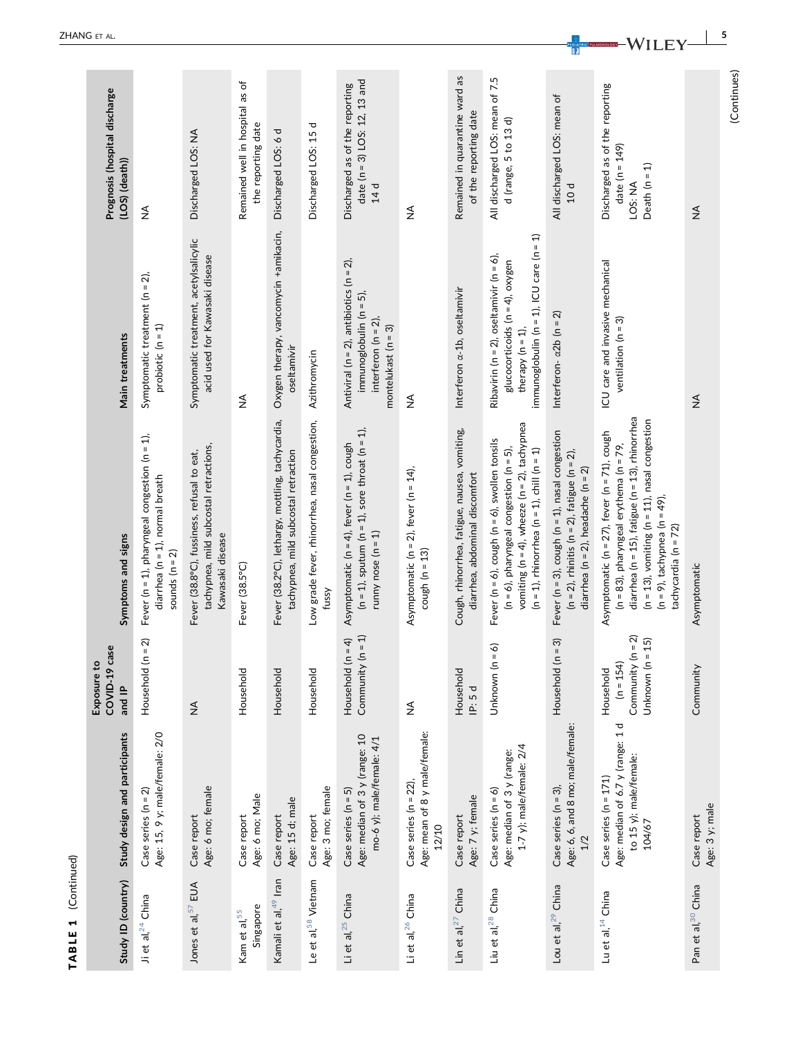**TABLE 1** (Continued)

| Study ID (country) | Study design and participants | Exposure to COVID-19 case and IP | Symptoms and signs | Main treatments | Prognosis (hospital discharge (LOS) (death)) |
|---|---|---|---|---|---|
| Ji et al,[24] China | Case series (n = 2) Age: 15, 9 y; male/female: 2/0 | Household (n = 2) | Fever (n = 1), pharyngeal congestion (n = 1), diarrhea (n = 1), normal breath sounds (n = 2) | Symptomatic treatment (n = 2), probiotic (n = 1) | NA |
| Jones et al,[57] EUA | Case report Age: 6 mo; female | NA | Fever (38.8°C), fussiness, refusal to eat, tachypnea, mild subcostal retractions, Kawasaki disease | Symptomatic treatment, acetylsalicylic acid used for Kawasaki disease | Discharged LOS: NA |
| Kam et al,[55] Singapore | Case report Age: 6 mo; Male | Household | Fever (38.5°C) | NA | Remained well in hospital as of the reporting date |
| Kamali et al,[49] Iran | Case report Age: 15 d; male | Household | Fever (38.2°C), lethargy, mottling, tachycardia, tachypnea, mild subcostal retraction | Oxygen therapy, vancomycin +amikacin, oseltamivir | Discharged LOS: 6 d |
| Le et al,[58] Vietnam | Case report Age: 3 mo; female | Household | Low grade fever, rhinorrhea, nasal congestion, fussy | Azithromycin | Discharged LOS: 15 d |
| Li et al,[25] China | Case series (n = 5) Age: median of 3 y (range: 10 mo-6 y); male/female: 4/1 | Household (n = 4) Community (n = 1) | Asymptomatic (n = 4), fever (n = 1), cough (n = 1), sputum (n = 1), sore throat (n = 1), runny nose (n = 1) | Antiviral (n = 2), antibiotics (n = 2), immunoglobulin (n = 5), interferon (n = 2), montelukast (n = 3) | Discharged as of the reporting date (n = 3) LOS: 12, 13 and 14 d |
| Li et al,[26] China | Case series (n = 22), Age: mean of 8 y male/female: 12/10 | NA | Asymptomatic (n = 2), fever (n = 14), cough (n = 13) | NA | NA |
| Lin et al,[27] China | Case report Age: 7 y; female | Household IP: 5 d | Cough, rhinorrhea, fatigue, nausea, vomiting, diarrhea, abdominal discomfort | Interferon α-1b, oseltamivir | Remained in quarantine ward as of the reporting date |
| Liu et al,[28] China | Case series (n = 6) Age: median of 3 y (range: 1-7 y); male/female: 2/4 | Unknown (n = 6) | Fever (n = 6), cough (n = 6), swollen tonsils (n = 6), pharyngeal congestion (n = 5), vomiting (n = 4), wheeze (n = 2), tachypnea (n = 1), rhinorrhea (n = 1), chill (n = 1) | Ribavirin (n = 2), oseltamivir (n = 6), glucocorticoids (n = 4), oxygen therapy (n = 1), immunoglobulin (n = 1), ICU care (n = 1) | All discharged LOS: mean of 7.5 d (range, 5 to 13 d) |
| Lou et al,[29] China | Case series (n = 3), Age: 6, 6, and 8 mo; male/female: 1/2 | Household (n = 3) | Fever (n = 3), cough (n = 1), nasal congestion (n = 2), rhinitis (n = 2), fatigue (n = 2), diarrhea (n = 2), headache (n = 2) | Interferon- α2b (n = 2) | All discharged LOS: mean of 10 d |
| Lu et al,[14] China | Case series (n = 171) Age: median of 6.7 y (range: 1 d to 15 y); male/female: 104/67 | Household (n = 154) Community (n = 2) Unknown (n = 15) | Asymptomatic (n = 27), fever (n = 71), cough (n = 83), pharyngeal erythema (n = 79, diarrhea (n = 15), fatigue (n = 13), rhinorrhea (n = 13), vomiting (n = 11), nasal congestion (n = 9), tachypnea (n = 49), tachycardia (n = 72) | ICU care and invasive mechanical ventilation (n = 3) | Discharged as of the reporting date (n = 149) LOS: NA Death (n = 1) |
| Pan et al,[30] China | Case report Age: 3 y; male | Community | Asymptomatic | NA | NA |

(Continues)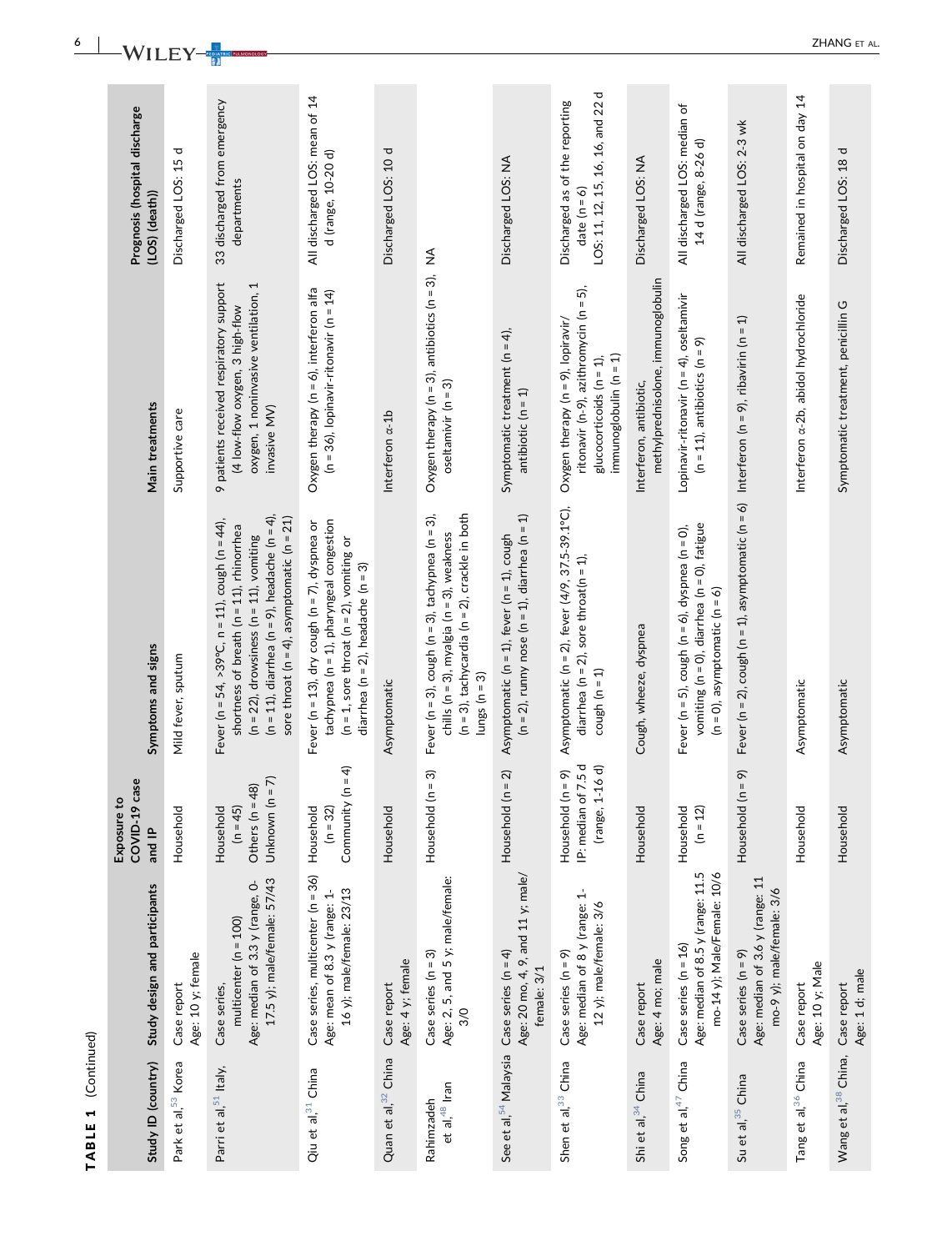**TABLE 1** (Continued)

| Study ID (country) | Study design and participants | Exposure to COVID-19 case and IP | Symptoms and signs | Main treatments | Prognosis (hospital discharge (LOS) (death)) |
|---|---|---|---|---|---|
| Park et al,[53] Korea | Case report<br>Age: 10 y; female | Household | Mild fever, sputum | Supportive care | Discharged LOS: 15 d |
| Parri et al,[51] Italy, | Case series, multicenter (n = 100)<br>Age: median of 3.3 y (range, 0-17.5 y); male/female: 57/43 | Household (n = 45)<br>Others (n = 48)<br>Unknown (n = 7) | Fever (n = 54, >39°C, n = 11), cough (n = 44), shortness of breath (n = 11), rhinorrhea (n = 22), drowsiness (n = 11), vomiting (n = 11), diarrhea (n = 9), headache (n = 4), sore throat (n = 4), asymptomatic (n = 21) | 9 patients received respiratory support (4 low-flow oxygen, 3 high-flow oxygen, 1 noninvasive ventilation, 1 invasive MV) | 33 discharged from emergency departments |
| Qiu et al,[31] China | Case series, multicenter (n = 36)<br>Age: mean of 8.3 y (range: 1-16 y); male/female: 23/13 | Household (n = 32)<br>Community (n = 4) | Fever (n = 13), dry cough (n = 7), dyspnea or tachypnea (n = 1), pharyngeal congestion (n = 1, sore throat (n = 2), vomiting or diarrhea (n = 2), headache (n = 3) | Oxygen therapy (n = 6), interferon alfa (n = 36), lopinavir-ritonavir (n = 14) | All discharged LOS: mean of 14 d (range, 10-20 d) |
| Quan et al,[32] China | Case report<br>Age: 4 y; female | Household | Asymptomatic | Interferon α-1b | Discharged LOS: 10 d |
| Rahimzadeh et al,[48] Iran | Case series (n = 3)<br>Age: 2, 5, and 5 y; male/female: 3/0 | Household (n = 3) | Fever (n = 3), cough (n = 3), tachypnea (n = 3), chills (n = 3), myalgia (n = 3), weakness (n = 3), tachycardia (n = 2), crackle in both lungs (n = 3) | Oxygen therapy (n = 3), antibiotics (n = 3), oseltamivir (n = 3) | NA |
| See et al,[54] Malaysia | Case series (n = 4)<br>Age: 20 mo, 4, 9, and 11 y; male/female: 3/1 | Household (n = 2) | Asymptomatic (n = 1), fever (n = 1), cough (n = 2), runny nose (n = 1), diarrhea (n = 1) | Symptomatic treatment (n = 4), antibiotic (n = 1) | Discharged LOS: NA |
| Shen et al,[33] China | Case series (n = 9)<br>Age: median of 8 y (range: 1-12 y); male/female: 3/6 | Household (n = 9)<br>IP: median of 7.5 d (range, 1-16 d) | Asymptomatic (n = 2), fever (4/9, 37.5-39.1°C), diarrhea (n = 2), sore throat(n = 1), cough (n = 1) | Oxygen therapy (n = 9), lopinavir/ritonavir (n-9), azithromycin (n = 5), glucocorticoids (n = 1), immunoglobulin (n = 1) | Discharged as of the reporting date (n = 6)<br>LOS: 11, 12, 15, 16, 16, and 22 d |
| Shi et al,[34] China | Case report<br>Age: 4 mo; male | Household | Cough, wheeze, dyspnea | Interferon, antibiotic, methylprednisolone, immunoglobulin | Discharged LOS: NA |
| Song et al,[47] China | Case series (n = 16)<br>Age: median of 8.5 y (range: 11.5 mo-14 y); Male/Female: 10/6 | Household (n = 12) | Fever (n = 5), cough (n = 6), dyspnea (n = 0), vomiting (n = 0), diarrhea (n = 0), fatigue (n = 0), asymptomatic (n = 6) | Lopinavir-ritonavir (n = 4), oseltamivir (n = 11), antibiotics (n = 9) | All discharged LOS: median of 14 d (range, 8-26 d) |
| Su et al,[35] China | Case series (n = 9)<br>Age: median of 3.6 y (range: 11 mo-9 y); male/female: 3/6 | Household (n = 9) | Fever (n = 2), cough (n = 1), asymptomatic (n = 6) | Interferon (n = 9), ribavirin (n = 1) | All discharged LOS: 2-3 wk |
| Tang et al,[36] China | Case report<br>Age: 10 y; Male | Household | Asymptomatic | Interferon α-2b, abidol hydrochloride | Remained in hospital on day 14 |
| Wang et al,[38] China, | Case report<br>Age: 1 d; male | Household | Asymptomatic | Symptomatic treatment, penicillin G | Discharged LOS: 18 d |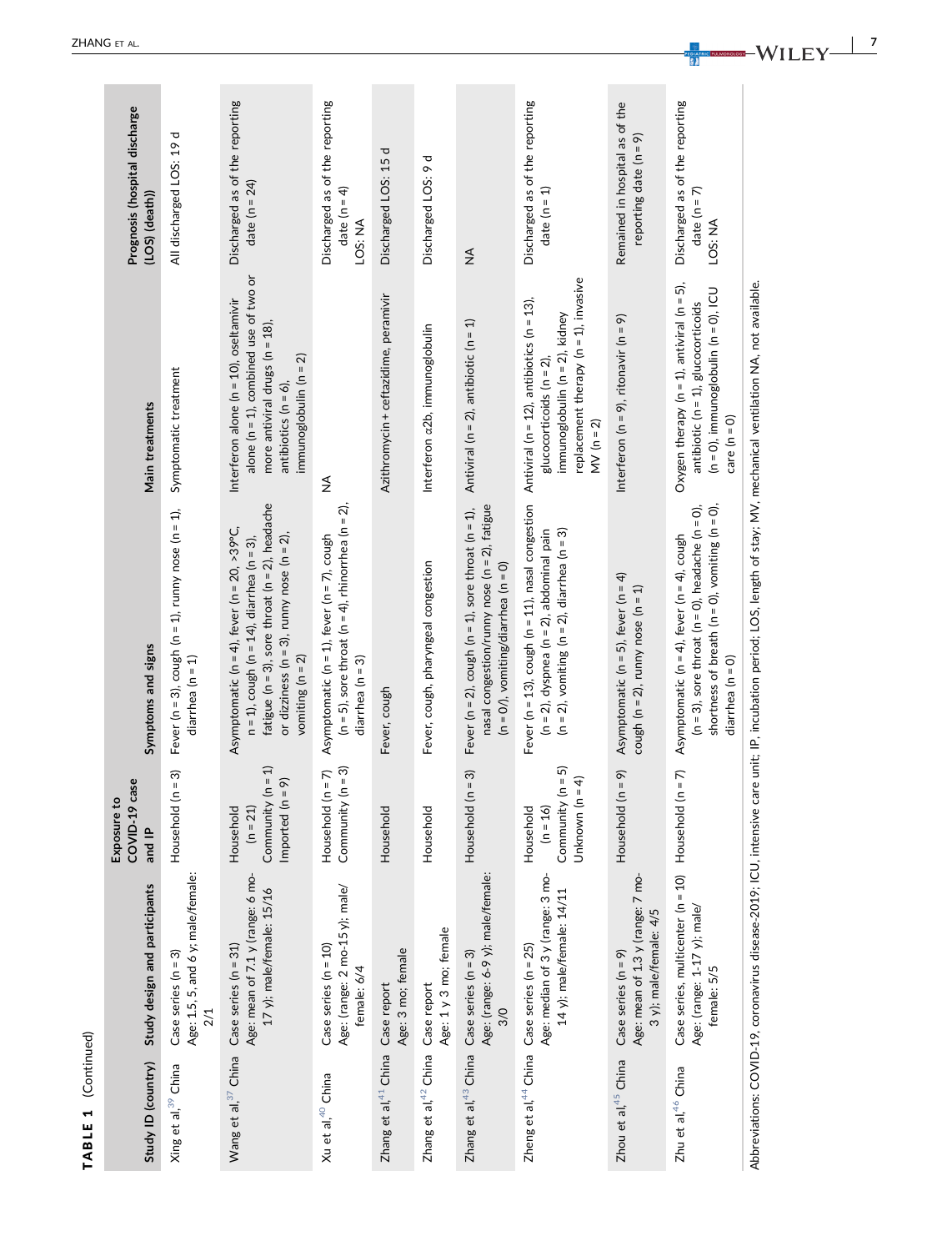**TABLE 1** (Continued)

| Study ID (country) | Study design and participants | Exposure to COVID-19 case and IP | Symptoms and signs | Main treatments | Prognosis (hospital discharge (LOS) (death)) |
|---|---|---|---|---|---|
| Xing et al,[39] China | Case series (n = 3) Age: 1.5, 5, and 6 y; male/female: 2/1 | Household (n = 3) | Fever (n = 3), cough (n = 1), runny nose (n = 1), diarrhea (n = 1) | Symptomatic treatment | All discharged LOS: 19 d |
| Wang et al,[37] China | Case series (n = 31) Age: mean of 7.1 y (range: 6 mo-17 y); male/female: 15/16 | Household (n = 21) Community (n = 1) Imported (n = 9) | Asymptomatic (n = 4), fever (n = 20, >39°C, n = 1), cough (n = 14), diarrhea (n = 3), fatigue (n = 3), sore throat (n = 2), headache or dizziness (n = 3), runny nose (n = 2), vomiting (n = 2) | Interferon alone (n = 10), oseltamivir alone (n = 1), combined use of two or more antiviral drugs (n = 18), antibiotics (n = 6), immunoglobulin (n = 2) | Discharged as of the reporting date (n = 24) |
| Xu et al,[40] China | Case series (n = 10) Age: (range: 2 mo-15 y); male/female: 6/4 | Household (n = 7) Community (n = 3) | Asymptomatic (n = 1), fever (n = 7), cough (n = 5), sore throat (n = 4), rhinorrhea (n = 2), diarrhea (n = 3) | NA | Discharged as of the reporting date (n = 4) LOS: NA |
| Zhang et al,[41] China | Case report Age: 3 mo; female | Household | Fever, cough | Azithromycin + ceftazidime, peramivir | Discharged LOS: 15 d |
| Zhang et al,[42] China | Case report Age: 1 y 3 mo; female | Household | Fever, cough, pharyngeal congestion | Interferon α2b, immunoglobulin | Discharged LOS: 9 d |
| Zhang et al,[43] China | Case series (n = 3) Age: (range: 6-9 y); male/female: 3/0 | Household (n = 3) | Fever (n = 2), cough (n = 1), sore throat (n = 1), nasal congestion/runny nose (n = 2), fatigue (n = 0/), vomiting/diarrhea (n = 0) | Antiviral (n = 2), antibiotic (n = 1) | NA |
| Zheng et al,[44] China | Case series (n = 25) Age: median of 3 y (range: 3 mo-14 y); male/female: 14/11 | Household (n = 16) Community (n = 5) Unknown (n = 4) | Fever (n = 13), cough (n = 11), nasal congestion (n = 2), dyspnea (n = 2), abdominal pain (n = 2), vomiting (n = 2), diarrhea (n = 3) | Antiviral (n = 12), antibiotics (n = 13), glucocorticoids (n = 2), immunoglobulin (n = 2), kidney replacement therapy (n = 1), invasive MV (n = 2) | Discharged as of the reporting date (n = 1) |
| Zhou et al,[45] China | Case series (n = 9) Age: mean of 1.3 y (range: 7 mo-3 y); male/female: 4/5 | Household (n = 9) | Asymptomatic (n = 5), fever (n = 4) cough (n = 2), runny nose (n = 1) | Interferon (n = 9), ritonavir (n = 9) | Remained in hospital as of the reporting date (n = 9) |
| Zhu et al,[46] China | Case series, multicenter (n = 10) Age: (range: 1-17 y); male/female: 5/5 | Household (n = 7) | Asymptomatic (n = 4), fever (n = 4), cough (n = 3), sore throat (n = 0), headache (n = 0), shortness of breath (n = 0), vomiting (n = 0), diarrhea (n = 0) | Oxygen therapy (n = 1), antiviral (n = 5), antibiotic (n = 1), glucocorticoids (n = 0), immunoglobulin (n = 0), ICU care (n = 0) | Discharged as of the reporting date (n = 7) LOS: NA |

Abbreviations: COVID-19, coronavirus disease-2019; ICU, intensive care unit; IP, incubation period; LOS, length of stay; MV, mechanical ventilation NA, not available.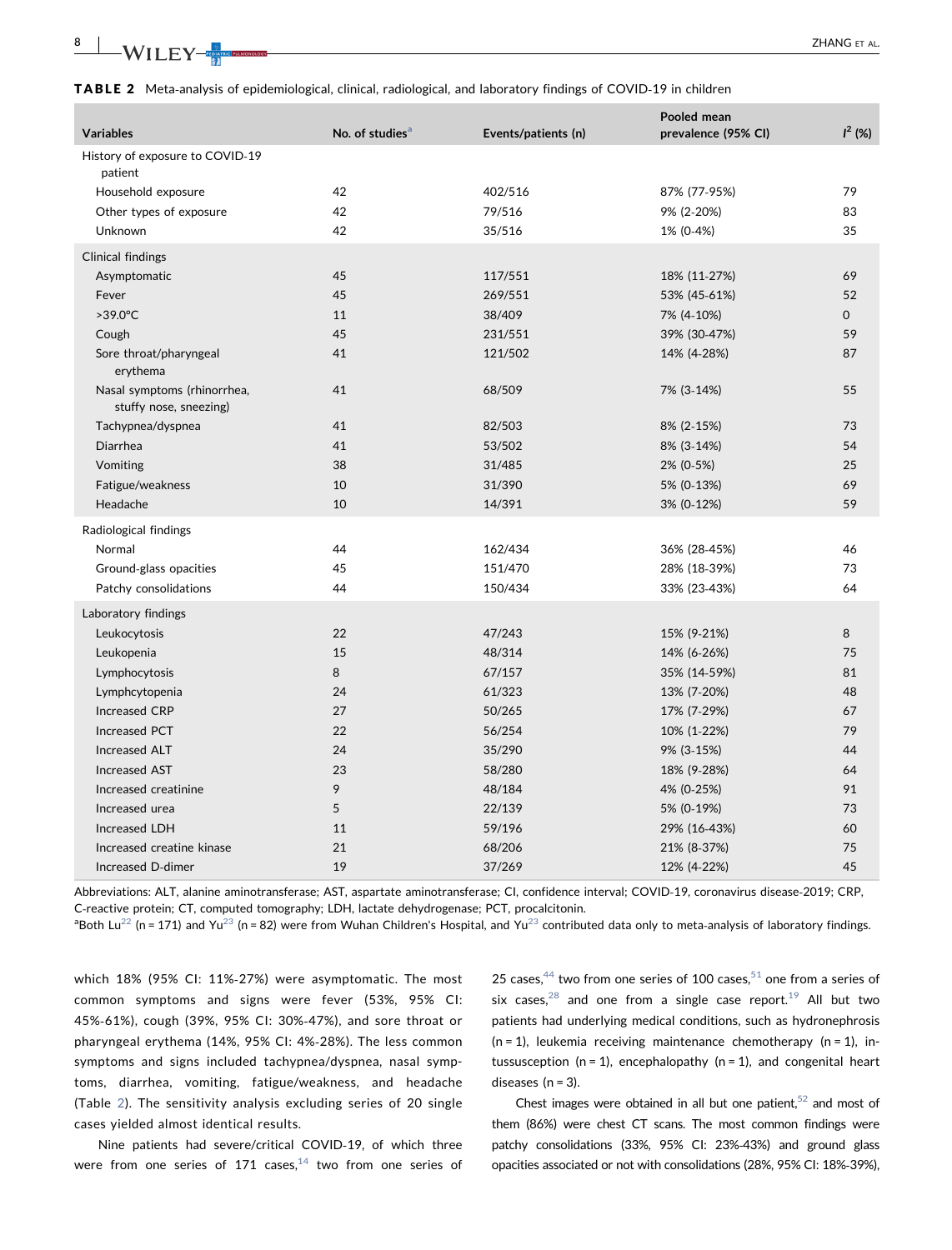**TABLE 2** Meta-analysis of epidemiological, clinical, radiological, and laboratory findings of COVID-19 in children

| Variables | No. of studies[a] | Events/patients (n) | Pooled mean prevalence (95% CI) | $I^2$ (%) |
|---|---|---|---|---|
| History of exposure to COVID-19 patient | | | | |
| Household exposure | 42 | 402/516 | 87% (77-95%) | 79 |
| Other types of exposure | 42 | 79/516 | 9% (2-20%) | 83 |
| Unknown | 42 | 35/516 | 1% (0-4%) | 35 |
| Clinical findings | | | | |
| Asymptomatic | 45 | 117/551 | 18% (11-27%) | 69 |
| Fever | 45 | 269/551 | 53% (45-61%) | 52 |
| >39.0°C | 11 | 38/409 | 7% (4-10%) | 0 |
| Cough | 45 | 231/551 | 39% (30-47%) | 59 |
| Sore throat/pharyngeal erythema | 41 | 121/502 | 14% (4-28%) | 87 |
| Nasal symptoms (rhinorrhea, stuffy nose, sneezing) | 41 | 68/509 | 7% (3-14%) | 55 |
| Tachypnea/dyspnea | 41 | 82/503 | 8% (2-15%) | 73 |
| Diarrhea | 41 | 53/502 | 8% (3-14%) | 54 |
| Vomiting | 38 | 31/485 | 2% (0-5%) | 25 |
| Fatigue/weakness | 10 | 31/390 | 5% (0-13%) | 69 |
| Headache | 10 | 14/391 | 3% (0-12%) | 59 |
| Radiological findings | | | | |
| Normal | 44 | 162/434 | 36% (28-45%) | 46 |
| Ground-glass opacities | 45 | 151/470 | 28% (18-39%) | 73 |
| Patchy consolidations | 44 | 150/434 | 33% (23-43%) | 64 |
| Laboratory findings | | | | |
| Leukocytosis | 22 | 47/243 | 15% (9-21%) | 8 |
| Leukopenia | 15 | 48/314 | 14% (6-26%) | 75 |
| Lymphocytosis | 8 | 67/157 | 35% (14-59%) | 81 |
| Lymphcytopenia | 24 | 61/323 | 13% (7-20%) | 48 |
| Increased CRP | 27 | 50/265 | 17% (7-29%) | 67 |
| Increased PCT | 22 | 56/254 | 10% (1-22%) | 79 |
| Increased ALT | 24 | 35/290 | 9% (3-15%) | 44 |
| Increased AST | 23 | 58/280 | 18% (9-28%) | 64 |
| Increased creatinine | 9 | 48/184 | 4% (0-25%) | 91 |
| Increased urea | 5 | 22/139 | 5% (0-19%) | 73 |
| Increased LDH | 11 | 59/196 | 29% (16-43%) | 60 |
| Increased creatine kinase | 21 | 68/206 | 21% (8-37%) | 75 |
| Increased D-dimer | 19 | 37/269 | 12% (4-22%) | 45 |

Abbreviations: ALT, alanine aminotransferase; AST, aspartate aminotransferase; CI, confidence interval; COVID-19, coronavirus disease-2019; CRP, C-reactive protein; CT, computed tomography; LDH, lactate dehydrogenase; PCT, procalcitonin.

[a]Both Lu[22] (n = 171) and Yu[23] (n = 82) were from Wuhan Children's Hospital, and Yu[23] contributed data only to meta-analysis of laboratory findings.

which 18% (95% CI: 11%-27%) were asymptomatic. The most common symptoms and signs were fever (53%, 95% CI: 45%-61%), cough (39%, 95% CI: 30%-47%), and sore throat or pharyngeal erythema (14%, 95% CI: 4%-28%). The less common symptoms and signs included tachypnea/dyspnea, nasal symptoms, diarrhea, vomiting, fatigue/weakness, and headache (Table 2). The sensitivity analysis excluding series of 20 single cases yielded almost identical results.

Nine patients had severe/critical COVID-19, of which three were from one series of 171 cases,[14] two from one series of 25 cases,[44] two from one series of 100 cases,[51] one from a series of six cases,[28] and one from a single case report.[19] All but two patients had underlying medical conditions, such as hydronephrosis (n = 1), leukemia receiving maintenance chemotherapy (n = 1), intussusception (n = 1), encephalopathy (n = 1), and congenital heart diseases (n = 3).

Chest images were obtained in all but one patient,[52] and most of them (86%) were chest CT scans. The most common findings were patchy consolidations (33%, 95% CI: 23%-43%) and ground glass opacities associated or not with consolidations (28%, 95% CI: 18%-39%),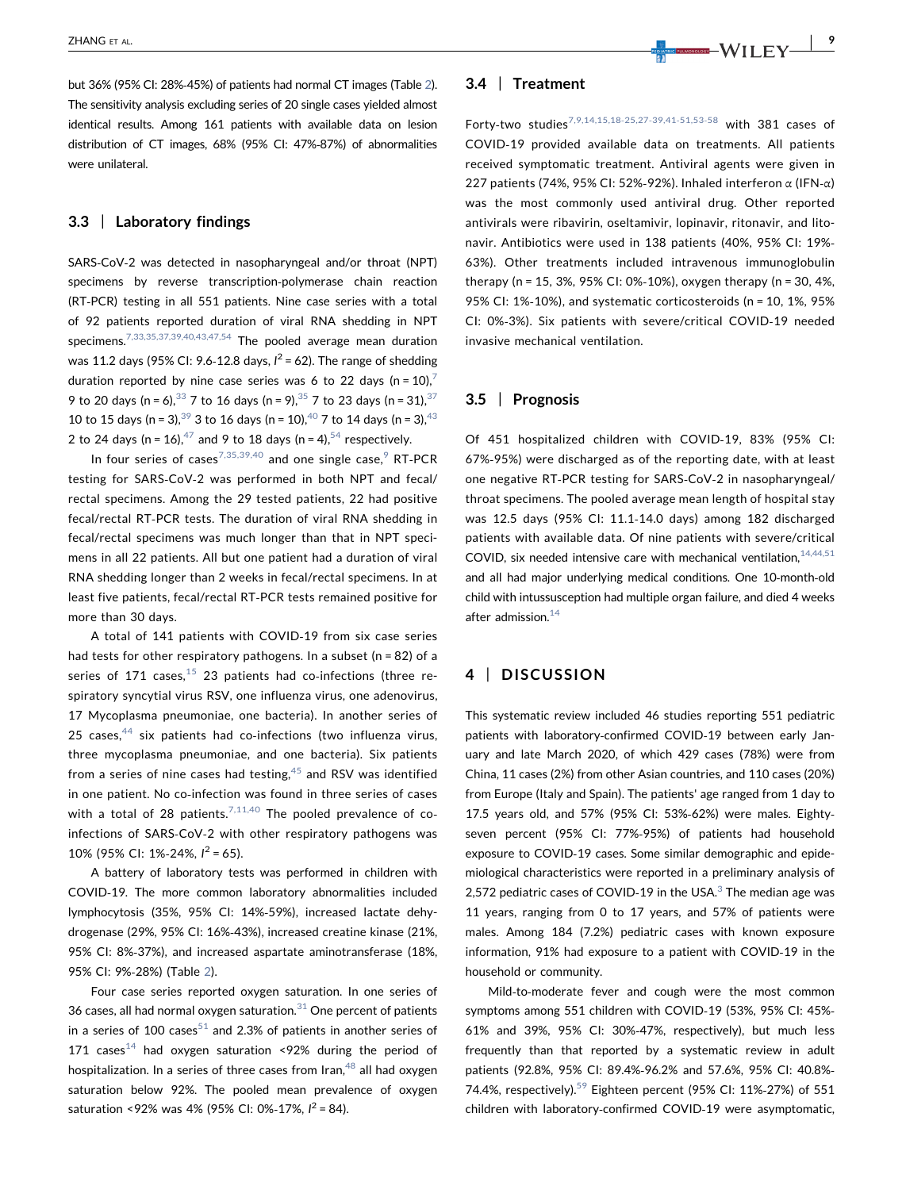but 36% (95% CI: 28%-45%) of patients had normal CT images (Table 2). The sensitivity analysis excluding series of 20 single cases yielded almost identical results. Among 161 patients with available data on lesion distribution of CT images, 68% (95% CI: 47%-87%) of abnormalities were unilateral.

### 3.3 | Laboratory findings

SARS-CoV-2 was detected in nasopharyngeal and/or throat (NPT) specimens by reverse transcription-polymerase chain reaction (RT-PCR) testing in all 551 patients. Nine case series with a total of 92 patients reported duration of viral RNA shedding in NPT specimens.[7,33,35,37,39,40,43,47,54] The pooled average mean duration was 11.2 days (95% CI: 9.6-12.8 days, $I^2$ = 62). The range of shedding duration reported by nine case series was 6 to 22 days (n = 10),[7] 9 to 20 days (n = 6),[33] 7 to 16 days (n = 9),[35] 7 to 23 days (n = 31),[37] 10 to 15 days (n = 3),[39] 3 to 16 days (n = 10),[40] 7 to 14 days (n = 3),[43] 2 to 24 days (n = 16),[47] and 9 to 18 days (n = 4),[54] respectively.

In four series of cases[7,35,39,40] and one single case,[9] RT-PCR testing for SARS-CoV-2 was performed in both NPT and fecal/rectal specimens. Among the 29 tested patients, 22 had positive fecal/rectal RT-PCR tests. The duration of viral RNA shedding in fecal/rectal specimens was much longer than that in NPT specimens in all 22 patients. All but one patient had a duration of viral RNA shedding longer than 2 weeks in fecal/rectal specimens. In at least five patients, fecal/rectal RT-PCR tests remained positive for more than 30 days.

A total of 141 patients with COVID-19 from six case series had tests for other respiratory pathogens. In a subset (n = 82) of a series of 171 cases,[15] 23 patients had co-infections (three respiratory syncytial virus RSV, one influenza virus, one adenovirus, 17 Mycoplasma pneumoniae, one bacteria). In another series of 25 cases,[44] six patients had co-infections (two influenza virus, three mycoplasma pneumoniae, and one bacteria). Six patients from a series of nine cases had testing,[45] and RSV was identified in one patient. No co-infection was found in three series of cases with a total of 28 patients.[7,11,40] The pooled prevalence of co-infections of SARS-CoV-2 with other respiratory pathogens was 10% (95% CI: 1%-24%, $I^2$ = 65).

A battery of laboratory tests was performed in children with COVID-19. The more common laboratory abnormalities included lymphocytosis (35%, 95% CI: 14%-59%), increased lactate dehydrogenase (29%, 95% CI: 16%-43%), increased creatine kinase (21%, 95% CI: 8%-37%), and increased aspartate aminotransferase (18%, 95% CI: 9%-28%) (Table 2).

Four case series reported oxygen saturation. In one series of 36 cases, all had normal oxygen saturation.[31] One percent of patients in a series of 100 cases[51] and 2.3% of patients in another series of 171 cases[14] had oxygen saturation <92% during the period of hospitalization. In a series of three cases from Iran,[48] all had oxygen saturation below 92%. The pooled mean prevalence of oxygen saturation <92% was 4% (95% CI: 0%-17%, $I^2$ = 84).

### 3.4 | Treatment

Forty-two studies[7,9,14,15,18-25,27-39,41-51,53-58] with 381 cases of COVID-19 provided available data on treatments. All patients received symptomatic treatment. Antiviral agents were given in 227 patients (74%, 95% CI: 52%-92%). Inhaled interferon α (IFN-α) was the most commonly used antiviral drug. Other reported antivirals were ribavirin, oseltamivir, lopinavir, ritonavir, and litonavir. Antibiotics were used in 138 patients (40%, 95% CI: 19%-63%). Other treatments included intravenous immunoglobulin therapy (n = 15, 3%, 95% CI: 0%-10%), oxygen therapy (n = 30, 4%, 95% CI: 1%-10%), and systematic corticosteroids (n = 10, 1%, 95% CI: 0%-3%). Six patients with severe/critical COVID-19 needed invasive mechanical ventilation.

### 3.5 | Prognosis

Of 451 hospitalized children with COVID-19, 83% (95% CI: 67%-95%) were discharged as of the reporting date, with at least one negative RT-PCR testing for SARS-CoV-2 in nasopharyngeal/throat specimens. The pooled average mean length of hospital stay was 12.5 days (95% CI: 11.1-14.0 days) among 182 discharged patients with available data. Of nine patients with severe/critical COVID, six needed intensive care with mechanical ventilation,[14,44,51] and all had major underlying medical conditions. One 10-month-old child with intussusception had multiple organ failure, and died 4 weeks after admission.[14]

## 4 | DISCUSSION

This systematic review included 46 studies reporting 551 pediatric patients with laboratory-confirmed COVID-19 between early January and late March 2020, of which 429 cases (78%) were from China, 11 cases (2%) from other Asian countries, and 110 cases (20%) from Europe (Italy and Spain). The patients' age ranged from 1 day to 17.5 years old, and 57% (95% CI: 53%-62%) were males. Eighty-seven percent (95% CI: 77%-95%) of patients had household exposure to COVID-19 cases. Some similar demographic and epidemiological characteristics were reported in a preliminary analysis of 2,572 pediatric cases of COVID-19 in the USA.[3] The median age was 11 years, ranging from 0 to 17 years, and 57% of patients were males. Among 184 (7.2%) pediatric cases with known exposure information, 91% had exposure to a patient with COVID-19 in the household or community.

Mild-to-moderate fever and cough were the most common symptoms among 551 children with COVID-19 (53%, 95% CI: 45%-61% and 39%, 95% CI: 30%-47%, respectively), but much less frequently than that reported by a systematic review in adult patients (92.8%, 95% CI: 89.4%-96.2% and 57.6%, 95% CI: 40.8%-74.4%, respectively).[59] Eighteen percent (95% CI: 11%-27%) of 551 children with laboratory-confirmed COVID-19 were asymptomatic,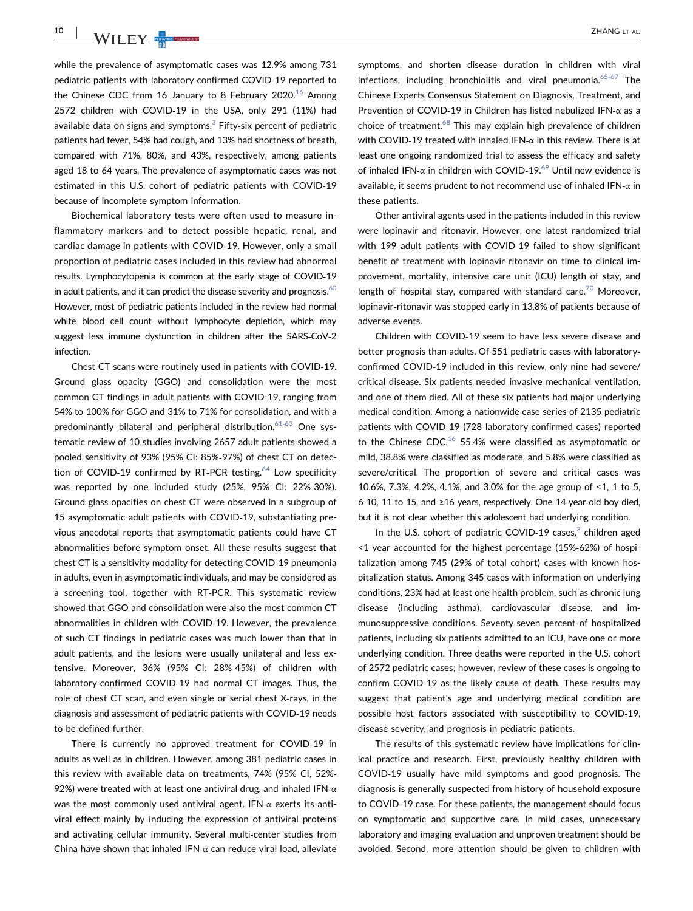while the prevalence of asymptomatic cases was 12.9% among 731 pediatric patients with laboratory-confirmed COVID-19 reported to the Chinese CDC from 16 January to 8 February 2020.[16] Among 2572 children with COVID-19 in the USA, only 291 (11%) had available data on signs and symptoms.[3] Fifty-six percent of pediatric patients had fever, 54% had cough, and 13% had shortness of breath, compared with 71%, 80%, and 43%, respectively, among patients aged 18 to 64 years. The prevalence of asymptomatic cases was not estimated in this U.S. cohort of pediatric patients with COVID-19 because of incomplete symptom information.

Biochemical laboratory tests were often used to measure inflammatory markers and to detect possible hepatic, renal, and cardiac damage in patients with COVID-19. However, only a small proportion of pediatric cases included in this review had abnormal results. Lymphocytopenia is common at the early stage of COVID-19 in adult patients, and it can predict the disease severity and prognosis.[60] However, most of pediatric patients included in the review had normal white blood cell count without lymphocyte depletion, which may suggest less immune dysfunction in children after the SARS-CoV-2 infection.

Chest CT scans were routinely used in patients with COVID-19. Ground glass opacity (GGO) and consolidation were the most common CT findings in adult patients with COVID-19, ranging from 54% to 100% for GGO and 31% to 71% for consolidation, and with a predominantly bilateral and peripheral distribution.[61-63] One systematic review of 10 studies involving 2657 adult patients showed a pooled sensitivity of 93% (95% CI: 85%-97%) of chest CT on detection of COVID-19 confirmed by RT-PCR testing.[64] Low specificity was reported by one included study (25%, 95% CI: 22%-30%). Ground glass opacities on chest CT were observed in a subgroup of 15 asymptomatic adult patients with COVID-19, substantiating previous anecdotal reports that asymptomatic patients could have CT abnormalities before symptom onset. All these results suggest that chest CT is a sensitivity modality for detecting COVID-19 pneumonia in adults, even in asymptomatic individuals, and may be considered as a screening tool, together with RT-PCR. This systematic review showed that GGO and consolidation were also the most common CT abnormalities in children with COVID-19. However, the prevalence of such CT findings in pediatric cases was much lower than that in adult patients, and the lesions were usually unilateral and less extensive. Moreover, 36% (95% CI: 28%-45%) of children with laboratory-confirmed COVID-19 had normal CT images. Thus, the role of chest CT scan, and even single or serial chest X-rays, in the diagnosis and assessment of pediatric patients with COVID-19 needs to be defined further.

There is currently no approved treatment for COVID-19 in adults as well as in children. However, among 381 pediatric cases in this review with available data on treatments, 74% (95% CI, 52%-92%) were treated with at least one antiviral drug, and inhaled IFN-α was the most commonly used antiviral agent. IFN-α exerts its antiviral effect mainly by inducing the expression of antiviral proteins and activating cellular immunity. Several multi-center studies from China have shown that inhaled IFN-α can reduce viral load, alleviate symptoms, and shorten disease duration in children with viral infections, including bronchiolitis and viral pneumonia.[65-67] The Chinese Experts Consensus Statement on Diagnosis, Treatment, and Prevention of COVID-19 in Children has listed nebulized IFN-α as a choice of treatment.[68] This may explain high prevalence of children with COVID-19 treated with inhaled IFN-α in this review. There is at least one ongoing randomized trial to assess the efficacy and safety of inhaled IFN-α in children with COVID-19.[69] Until new evidence is available, it seems prudent to not recommend use of inhaled IFN-α in these patients.

Other antiviral agents used in the patients included in this review were lopinavir and ritonavir. However, one latest randomized trial with 199 adult patients with COVID-19 failed to show significant benefit of treatment with lopinavir-ritonavir on time to clinical improvement, mortality, intensive care unit (ICU) length of stay, and length of hospital stay, compared with standard care.[70] Moreover, lopinavir-ritonavir was stopped early in 13.8% of patients because of adverse events.

Children with COVID-19 seem to have less severe disease and better prognosis than adults. Of 551 pediatric cases with laboratory-confirmed COVID-19 included in this review, only nine had severe/critical disease. Six patients needed invasive mechanical ventilation, and one of them died. All of these six patients had major underlying medical condition. Among a nationwide case series of 2135 pediatric patients with COVID-19 (728 laboratory-confirmed cases) reported to the Chinese CDC,[16] 55.4% were classified as asymptomatic or mild, 38.8% were classified as moderate, and 5.8% were classified as severe/critical. The proportion of severe and critical cases was 10.6%, 7.3%, 4.2%, 4.1%, and 3.0% for the age group of <1, 1 to 5, 6-10, 11 to 15, and ≥16 years, respectively. One 14-year-old boy died, but it is not clear whether this adolescent had underlying condition.

In the U.S. cohort of pediatric COVID-19 cases,[3] children aged <1 year accounted for the highest percentage (15%-62%) of hospitalization among 745 (29% of total cohort) cases with known hospitalization status. Among 345 cases with information on underlying conditions, 23% had at least one health problem, such as chronic lung disease (including asthma), cardiovascular disease, and immunosuppressive conditions. Seventy-seven percent of hospitalized patients, including six patients admitted to an ICU, have one or more underlying condition. Three deaths were reported in the U.S. cohort of 2572 pediatric cases; however, review of these cases is ongoing to confirm COVID-19 as the likely cause of death. These results may suggest that patient's age and underlying medical condition are possible host factors associated with susceptibility to COVID-19, disease severity, and prognosis in pediatric patients.

The results of this systematic review have implications for clinical practice and research. First, previously healthy children with COVID-19 usually have mild symptoms and good prognosis. The diagnosis is generally suspected from history of household exposure to COVID-19 case. For these patients, the management should focus on symptomatic and supportive care. In mild cases, unnecessary laboratory and imaging evaluation and unproven treatment should be avoided. Second, more attention should be given to children with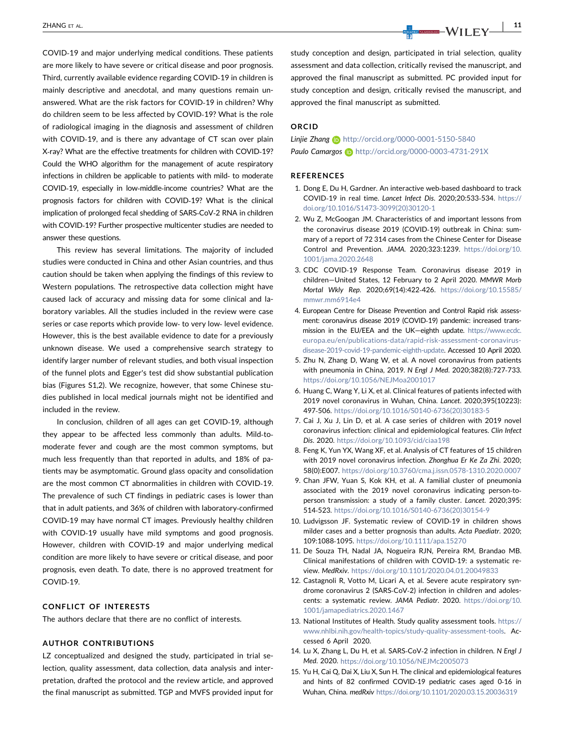COVID-19 and major underlying medical conditions. These patients are more likely to have severe or critical disease and poor prognosis. Third, currently available evidence regarding COVID-19 in children is mainly descriptive and anecdotal, and many questions remain unanswered. What are the risk factors for COVID-19 in children? Why do children seem to be less affected by COVID-19? What is the role of radiological imaging in the diagnosis and assessment of children with COVID-19, and is there any advantage of CT scan over plain X-ray? What are the effective treatments for children with COVID-19? Could the WHO algorithm for the management of acute respiratory infections in children be applicable to patients with mild- to moderate COVID-19, especially in low-middle-income countries? What are the prognosis factors for children with COVID-19? What is the clinical implication of prolonged fecal shedding of SARS-CoV-2 RNA in children with COVID-19? Further prospective multicenter studies are needed to answer these questions.

This review has several limitations. The majority of included studies were conducted in China and other Asian countries, and thus caution should be taken when applying the findings of this review to Western populations. The retrospective data collection might have caused lack of accuracy and missing data for some clinical and laboratory variables. All the studies included in the review were case series or case reports which provide low- to very low- level evidence. However, this is the best available evidence to date for a previously unknown disease. We used a comprehensive search strategy to identify larger number of relevant studies, and both visual inspection of the funnel plots and Egger's test did show substantial publication bias (Figures S1,2). We recognize, however, that some Chinese studies published in local medical journals might not be identified and included in the review.

In conclusion, children of all ages can get COVID-19, although they appear to be affected less commonly than adults. Mild-to-moderate fever and cough are the most common symptoms, but much less frequently than that reported in adults, and 18% of patients may be asymptomatic. Ground glass opacity and consolidation are the most common CT abnormalities in children with COVID-19. The prevalence of such CT findings in pediatric cases is lower than that in adult patients, and 36% of children with laboratory-confirmed COVID-19 may have normal CT images. Previously healthy children with COVID-19 usually have mild symptoms and good prognosis. However, children with COVID-19 and major underlying medical condition are more likely to have severe or critical disease, and poor prognosis, even death. To date, there is no approved treatment for COVID-19.

## CONFLICT OF INTERESTS

The authors declare that there are no conflict of interests.

## AUTHOR CONTRIBUTIONS

LZ conceptualized and designed the study, participated in trial selection, quality assessment, data collection, data analysis and interpretation, drafted the protocol and the review article, and approved the final manuscript as submitted. TGP and MVFS provided input for study conception and design, participated in trial selection, quality assessment and data collection, critically revised the manuscript, and approved the final manuscript as submitted. PC provided input for study conception and design, critically revised the manuscript, and approved the final manuscript as submitted.

## ORCID

*Linjie Zhang* http://orcid.org/0000-0001-5150-5840
*Paulo Camargos* http://orcid.org/0000-0003-4731-291X

## REFERENCES

1. Dong E, Du H, Gardner. An interactive web-based dashboard to track COVID-19 in real time. *Lancet Infect Dis*. 2020;20:533-534. https://doi.org/10.1016/S1473-3099(20)30120-1
2. Wu Z, McGoogan JM. Characteristics of and important lessons from the coronavirus disease 2019 (COVID-19) outbreak in China: summary of a report of 72 314 cases from the Chinese Center for Disease Control and Prevention. *JAMA*. 2020;323:1239. https://doi.org/10.1001/jama.2020.2648
3. CDC COVID-19 Response Team. Coronavirus disease 2019 in children—United States, 12 February to 2 April 2020. *MMWR Morb Mortal Wkly Rep*. 2020;69(14):422-426. https://doi.org/10.15585/mmwr.mm6914e4
4. European Centre for Disease Prevention and Control Rapid risk assessment: coronavirus disease 2019 (COVID-19) pandemic: increased transmission in the EU/EEA and the UK—eighth update. https://www.ecdc.europa.eu/en/publications-data/rapid-risk-assessment-coronavirus-disease-2019-covid-19-pandemic-eighth-update. Accessed 10 April 2020.
5. Zhu N, Zhang D, Wang W, et al. A novel coronavirus from patients with pneumonia in China, 2019. *N Engl J Med*. 2020;382(8):727-733. https://doi.org/10.1056/NEJMoa2001017
6. Huang C, Wang Y, Li X, et al. Clinical features of patients infected with 2019 novel coronavirus in Wuhan, China. *Lancet*. 2020;395(10223):497-506. https://doi.org/10.1016/S0140-6736(20)30183-5
7. Cai J, Xu J, Lin D, et al. A case series of children with 2019 novel coronavirus infection: clinical and epidemiological features. *Clin Infect Dis*. 2020. https://doi.org/10.1093/cid/ciaa198
8. Feng K, Yun YX, Wang XF, et al. Analysis of CT features of 15 children with 2019 novel coronavirus infection. *Zhonghua Er Ke Za Zhi*. 2020;58(0):E007. https://doi.org/10.3760/cma.j.issn.0578-1310.2020.0007
9. Chan JFW, Yuan S, Kok KH, et al. A familial cluster of pneumonia associated with the 2019 novel coronavirus indicating person-to-person transmission: a study of a family cluster. *Lancet*. 2020;395:514-523. https://doi.org/10.1016/S0140-6736(20)30154-9
10. Ludvigsson JF. Systematic review of COVID-19 in children shows milder cases and a better prognosis than adults. *Acta Paediatr*. 2020;109:1088-1095. https://doi.org/10.1111/apa.15270
11. De Souza TH, Nadal JA, Nogueira RJN, Pereira RM, Brandao MB. Clinical manifestations of children with COVID-19: a systematic review. *MedRxiv*. https://doi.org/10.1101/2020.04.01.20049833
12. Castagnoli R, Votto M, Licari A, et al. Severe acute respiratory syndrome coronavirus 2 (SARS-CoV-2) infection in children and adolescents: a systematic review. *JAMA Pediatr*. 2020. https://doi.org/10.1001/jamapediatrics.2020.1467
13. National Institutes of Health. Study quality assessment tools. https://www.nhlbi.nih.gov/health-topics/study-quality-assessment-tools. Accessed 6 April 2020.
14. Lu X, Zhang L, Du H, et al. SARS-CoV-2 infection in children. *N Engl J Med*. 2020. https://doi.org/10.1056/NEJMc2005073
15. Yu H, Cai Q, Dai X, Liu X, Sun H. The clinical and epidemiological features and hints of 82 confirmed COVID-19 pediatric cases aged 0-16 in Wuhan, China. *medRxiv* https://doi.org/10.1101/2020.03.15.20036319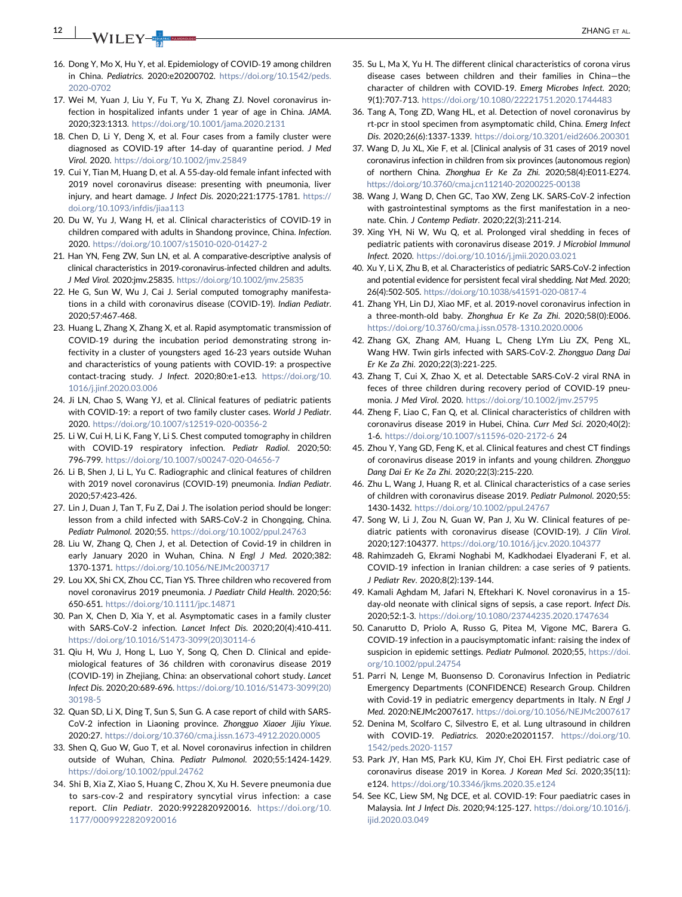16. Dong Y, Mo X, Hu Y, et al. Epidemiology of COVID-19 among children in China. *Pediatrics*. 2020:e20200702. https://doi.org/10.1542/peds.2020-0702
17. Wei M, Yuan J, Liu Y, Fu T, Yu X, Zhang ZJ. Novel coronavirus infection in hospitalized infants under 1 year of age in China. *JAMA*. 2020;323:1313. https://doi.org/10.1001/jama.2020.2131
18. Chen D, Li Y, Deng X, et al. Four cases from a family cluster were diagnosed as COVID-19 after 14-day of quarantine period. *J Med Virol*. 2020. https://doi.org/10.1002/jmv.25849
19. Cui Y, Tian M, Huang D, et al. A 55-day-old female infant infected with 2019 novel coronavirus disease: presenting with pneumonia, liver injury, and heart damage. *J Infect Dis*. 2020;221:1775-1781. https://doi.org/10.1093/infdis/jiaa113
20. Du W, Yu J, Wang H, et al. Clinical characteristics of COVID-19 in children compared with adults in Shandong province, China. *Infection*. 2020. https://doi.org/10.1007/s15010-020-01427-2
21. Han YN, Feng ZW, Sun LN, et al. A comparative-descriptive analysis of clinical characteristics in 2019-coronavirus-infected children and adults. *J Med Virol*. 2020:jmv.25835. https://doi.org/10.1002/jmv.25835
22. He G, Sun W, Wu J, Cai J. Serial computed tomography manifestations in a child with coronavirus disease (COVID-19). *Indian Pediatr*. 2020;57:467-468.
23. Huang L, Zhang X, Zhang X, et al. Rapid asymptomatic transmission of COVID-19 during the incubation period demonstrating strong infectivity in a cluster of youngsters aged 16-23 years outside Wuhan and characteristics of young patients with COVID-19: a prospective contact-tracing study. *J Infect*. 2020;80:e1-e13. https://doi.org/10.1016/j.jinf.2020.03.006
24. Ji LN, Chao S, Wang YJ, et al. Clinical features of pediatric patients with COVID-19: a report of two family cluster cases. *World J Pediatr*. 2020. https://doi.org/10.1007/s12519-020-00356-2
25. Li W, Cui H, Li K, Fang Y, Li S. Chest computed tomography in children with COVID-19 respiratory infection. *Pediatr Radiol*. 2020;50:796-799. https://doi.org/10.1007/s00247-020-04656-7
26. Li B, Shen J, Li L, Yu C. Radiographic and clinical features of children with 2019 novel coronavirus (COVID-19) pneumonia. *Indian Pediatr*. 2020;57:423-426.
27. Lin J, Duan J, Tan T, Fu Z, Dai J. The isolation period should be longer: lesson from a child infected with SARS-CoV-2 in Chongqing, China. *Pediatr Pulmonol*. 2020;55. https://doi.org/10.1002/ppul.24763
28. Liu W, Zhang Q, Chen J, et al. Detection of Covid-19 in children in early January 2020 in Wuhan, China. *N Engl J Med*. 2020;382:1370-1371. https://doi.org/10.1056/NEJMc2003717
29. Lou XX, Shi CX, Zhou CC, Tian YS. Three children who recovered from novel coronavirus 2019 pneumonia. *J Paediatr Child Health*. 2020;56:650-651. https://doi.org/10.1111/jpc.14871
30. Pan X, Chen D, Xia Y, et al. Asymptomatic cases in a family cluster with SARS-CoV-2 infection. *Lancet Infect Dis*. 2020;20(4):410-411. https://doi.org/10.1016/S1473-3099(20)30114-6
31. Qiu H, Wu J, Hong L, Luo Y, Song Q, Chen D. Clinical and epidemiological features of 36 children with coronavirus disease 2019 (COVID-19) in Zhejiang, China: an observational cohort study. *Lancet Infect Dis*. 2020;20:689-696. https://doi.org/10.1016/S1473-3099(20)30198-5
32. Quan SD, Li X, Ding T, Sun S, Sun G. A case report of child with SARS-CoV-2 infection in Liaoning province. *Zhongguo Xiaoer Jijiu Yixue*. 2020:27. https://doi.org/10.3760/cma.j.issn.1673-4912.2020.0005
33. Shen Q, Guo W, Guo T, et al. Novel coronavirus infection in children outside of Wuhan, China. *Pediatr Pulmonol*. 2020;55:1424-1429. https://doi.org/10.1002/ppul.24762
34. Shi B, Xia Z, Xiao S, Huang C, Zhou X, Xu H. Severe pneumonia due to sars-cov-2 and respiratory syncytial virus infection: a case report. *Clin Pediatr*. 2020:9922820920016. https://doi.org/10.1177/0009922820920016
35. Su L, Ma X, Yu H. The different clinical characteristics of corona virus disease cases between children and their families in China—the character of children with COVID-19. *Emerg Microbes Infect*. 2020;9(1):707-713. https://doi.org/10.1080/22221751.2020.1744483
36. Tang A, Tong ZD, Wang HL, et al. Detection of novel coronavirus by rt-pcr in stool specimen from asymptomatic child, China. *Emerg Infect Dis*. 2020;26(6):1337-1339. https://doi.org/10.3201/eid2606.200301
37. Wang D, Ju XL, Xie F, et al. [Clinical analysis of 31 cases of 2019 novel coronavirus infection in children from six provinces (autonomous region) of northern China. *Zhonghua Er Ke Za Zhi*. 2020;58(4):E011-E274. https://doi.org/10.3760/cma.j.cn112140-20200225-00138
38. Wang J, Wang D, Chen GC, Tao XW, Zeng LK. SARS-CoV-2 infection with gastrointestinal symptoms as the first manifestation in a neonate. Chin. *J Contemp Pediatr*. 2020;22(3):211-214.
39. Xing YH, Ni W, Wu Q, et al. Prolonged viral shedding in feces of pediatric patients with coronavirus disease 2019. *J Microbiol Immunol Infect*. 2020. https://doi.org/10.1016/j.jmii.2020.03.021
40. Xu Y, Li X, Zhu B, et al. Characteristics of pediatric SARS-CoV-2 infection and potential evidence for persistent fecal viral shedding. *Nat Med*. 2020;26(4):502-505. https://doi.org/10.1038/s41591-020-0817-4
41. Zhang YH, Lin DJ, Xiao MF, et al. 2019-novel coronavirus infection in a three-month-old baby. *Zhonghua Er Ke Za Zhi*. 2020;58(0):E006. https://doi.org/10.3760/cma.j.issn.0578-1310.2020.0006
42. Zhang GX, Zhang AM, Huang L, Cheng LYm Liu ZX, Peng XL, Wang HW. Twin girls infected with SARS-CoV-2. *Zhongguo Dang Dai Er Ke Za Zhi*. 2020;22(3):221-225.
43. Zhang T, Cui X, Zhao X, et al. Detectable SARS-CoV-2 viral RNA in feces of three children during recovery period of COVID-19 pneumonia. *J Med Virol*. 2020. https://doi.org/10.1002/jmv.25795
44. Zheng F, Liao C, Fan Q, et al. Clinical characteristics of children with coronavirus disease 2019 in Hubei, China. *Curr Med Sci*. 2020;40(2):1-6. https://doi.org/10.1007/s11596-020-2172-6 24
45. Zhou Y, Yang GD, Feng K, et al. Clinical features and chest CT findings of coronavirus disease 2019 in infants and young children. *Zhongguo Dang Dai Er Ke Za Zhi*. 2020;22(3):215-220.
46. Zhu L, Wang J, Huang R, et al. Clinical characteristics of a case series of children with coronavirus disease 2019. *Pediatr Pulmonol*. 2020;55:1430-1432. https://doi.org/10.1002/ppul.24767
47. Song W, Li J, Zou N, Guan W, Pan J, Xu W. Clinical features of pediatric patients with coronavirus disease (COVID-19). *J Clin Virol*. 2020;127:104377. https://doi.org/10.1016/j.jcv.2020.104377
48. Rahimzadeh G, Ekrami Noghabi M, Kadkhodaei Elyaderani F, et al. COVID-19 infection in Iranian children: a case series of 9 patients. *J Pediatr Rev*. 2020;8(2):139-144.
49. Kamali Aghdam M, Jafari N, Eftekhari K. Novel coronavirus in a 15-day-old neonate with clinical signs of sepsis, a case report. *Infect Dis*. 2020;52:1-3. https://doi.org/10.1080/23744235.2020.1747634
50. Canarutto D, Priolo A, Russo G, Pitea M, Vigone MC, Barera G. COVID-19 infection in a paucisymptomatic infant: raising the index of suspicion in epidemic settings. *Pediatr Pulmonol*. 2020;55, https://doi.org/10.1002/ppul.24754
51. Parri N, Lenge M, Buonsenso D. Coronavirus Infection in Pediatric Emergency Departments (CONFIDENCE) Research Group. Children with Covid-19 in pediatric emergency departments in Italy. *N Engl J Med*. 2020:NEJMc2007617. https://doi.org/10.1056/NEJMc2007617
52. Denina M, Scolfaro C, Silvestro E, et al. Lung ultrasound in children with COVID-19. *Pediatrics*. 2020:e20201157. https://doi.org/10.1542/peds.2020-1157
53. Park JY, Han MS, Park KU, Kim JY, Choi EH. First pediatric case of coronavirus disease 2019 in Korea. *J Korean Med Sci*. 2020;35(11):e124. https://doi.org/10.3346/jkms.2020.35.e124
54. See KC, Liew SM, Ng DCE, et al. COVID-19: Four paediatric cases in Malaysia. *Int J Infect Dis*. 2020;94:125-127. https://doi.org/10.1016/j.ijid.2020.03.049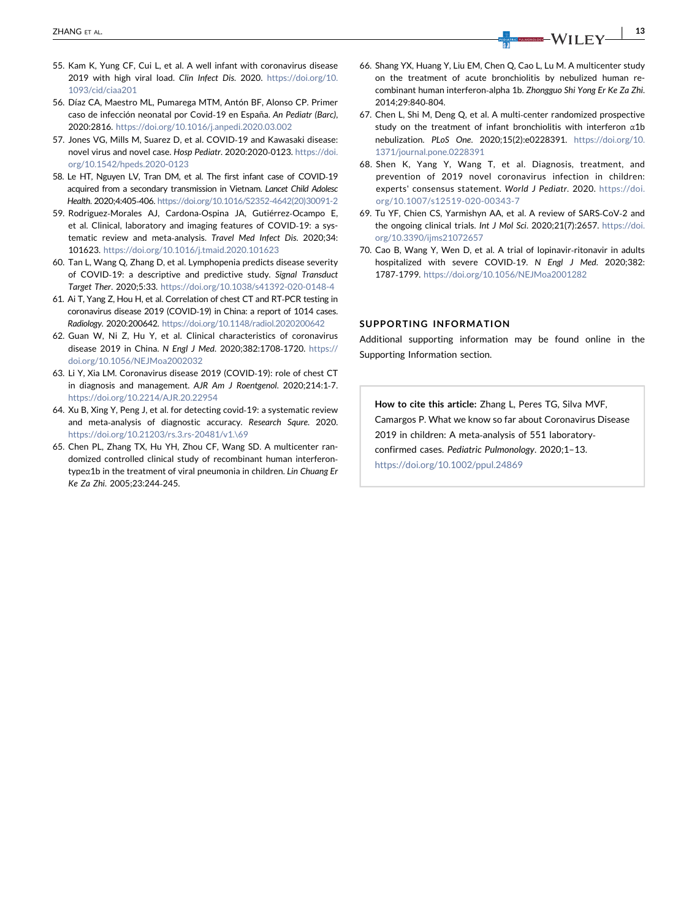55. Kam K, Yung CF, Cui L, et al. A well infant with coronavirus disease 2019 with high viral load. *Clin Infect Dis*. 2020. https://doi.org/10.1093/cid/ciaa201
56. Díaz CA, Maestro ML, Pumarega MTM, Antón BF, Alonso CP. Primer caso de infección neonatal por Covid-19 en España. *An Pediatr (Barc)*, 2020:2816. https://doi.org/10.1016/j.anpedi.2020.03.002
57. Jones VG, Mills M, Suarez D, et al. COVID-19 and Kawasaki disease: novel virus and novel case. *Hosp Pediatr*. 2020:2020-0123. https://doi.org/10.1542/hpeds.2020-0123
58. Le HT, Nguyen LV, Tran DM, et al. The first infant case of COVID-19 acquired from a secondary transmission in Vietnam. *Lancet Child Adolesc Health*. 2020;4:405-406. https://doi.org/10.1016/S2352-4642(20)30091-2
59. Rodriguez-Morales AJ, Cardona-Ospina JA, Gutiérrez-Ocampo E, et al. Clinical, laboratory and imaging features of COVID-19: a systematic review and meta-analysis. *Travel Med Infect Dis*. 2020;34: 101623. https://doi.org/10.1016/j.tmaid.2020.101623
60. Tan L, Wang Q, Zhang D, et al. Lymphopenia predicts disease severity of COVID-19: a descriptive and predictive study. *Signal Transduct Target Ther*. 2020;5:33. https://doi.org/10.1038/s41392-020-0148-4
61. Ai T, Yang Z, Hou H, et al. Correlation of chest CT and RT-PCR testing in coronavirus disease 2019 (COVID-19) in China: a report of 1014 cases. *Radiology*. 2020:200642. https://doi.org/10.1148/radiol.2020200642
62. Guan W, Ni Z, Hu Y, et al. Clinical characteristics of coronavirus disease 2019 in China. *N Engl J Med*. 2020;382:1708-1720. https://doi.org/10.1056/NEJMoa2002032
63. Li Y, Xia LM. Coronavirus disease 2019 (COVID-19): role of chest CT in diagnosis and management. *AJR Am J Roentgenol*. 2020;214:1-7. https://doi.org/10.2214/AJR.20.22954
64. Xu B, Xing Y, Peng J, et al. for detecting covid-19: a systematic review and meta-analysis of diagnostic accuracy. *Research Squre*. 2020. https://doi.org/10.21203/rs.3.rs-20481/v1.\69
65. Chen PL, Zhang TX, Hu YH, Zhou CF, Wang SD. A multicenter randomized controlled clinical study of recombinant human interferon-typeα1b in the treatment of viral pneumonia in children. *Lin Chuang Er Ke Za Zhi*. 2005;23:244-245.
66. Shang YX, Huang Y, Liu EM, Chen Q, Cao L, Lu M. A multicenter study on the treatment of acute bronchiolitis by nebulized human recombinant human interferon-alpha 1b. *Zhongguo Shi Yong Er Ke Za Zhi*. 2014;29:840-804.
67. Chen L, Shi M, Deng Q, et al. A multi-center randomized prospective study on the treatment of infant bronchiolitis with interferon α1b nebulization. *PLoS One*. 2020;15(2):e0228391. https://doi.org/10.1371/journal.pone.0228391
68. Shen K, Yang Y, Wang T, et al. Diagnosis, treatment, and prevention of 2019 novel coronavirus infection in children: experts' consensus statement. *World J Pediatr*. 2020. https://doi.org/10.1007/s12519-020-00343-7
69. Tu YF, Chien CS, Yarmishyn AA, et al. A review of SARS-CoV-2 and the ongoing clinical trials. *Int J Mol Sci*. 2020;21(7):2657. https://doi.org/10.3390/ijms21072657
70. Cao B, Wang Y, Wen D, et al. A trial of lopinavir-ritonavir in adults hospitalized with severe COVID-19. *N Engl J Med*. 2020;382: 1787-1799. https://doi.org/10.1056/NEJMoa2001282

## SUPPORTING INFORMATION

Additional supporting information may be found online in the Supporting Information section.

**How to cite this article:** Zhang L, Peres TG, Silva MVF, Camargos P. What we know so far about Coronavirus Disease 2019 in children: A meta-analysis of 551 laboratory-confirmed cases. *Pediatric Pulmonology*. 2020;1–13. https://doi.org/10.1002/ppul.24869